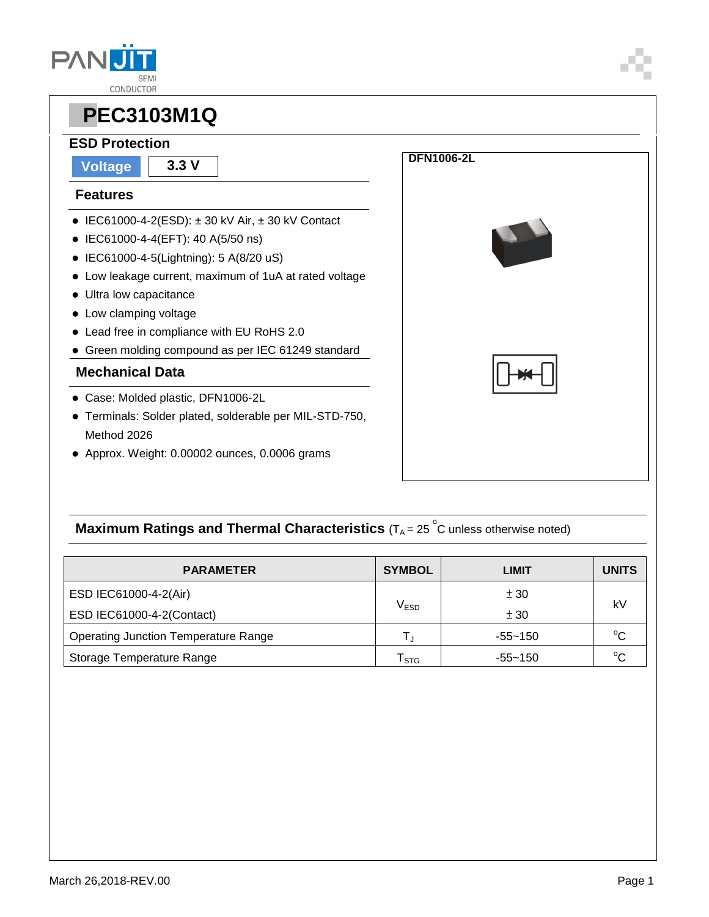# PEC3103M1Q

## ESD Protection

| Voltage | 3.3 V |
|---|---|

### Features

- IEC61000-4-2(ESD): ± 30 kV Air, ± 30 kV Contact
- IEC61000-4-4(EFT): 40 A(5/50 ns)
- IEC61000-4-5(Lightning): 5 A(8/20 uS)
- Low leakage current, maximum of 1uA at rated voltage
- Ultra low capacitance
- Low clamping voltage
- Lead free in compliance with EU RoHS 2.0
- Green molding compound as per IEC 61249 standard

### Mechanical Data

- Case: Molded plastic, DFN1006-2L
- Terminals: Solder plated, solderable per MIL-STD-750, Method 2026
- Approx. Weight: 0.00002 ounces, 0.0006 grams

**DFN1006-2L**

### Maximum Ratings and Thermal Characteristics ($T_A = 25\ ^oC$ unless otherwise noted)

| PARAMETER | SYMBOL | LIMIT | UNITS |
|---|---|---|---|
| ESD IEC61000-4-2(Air) | $V_{ESD}$ | ± 30 | kV |
| ESD IEC61000-4-2(Contact) | | ± 30 | |
| Operating Junction Temperature Range | $T_J$ | -55~150 | $^oC$ |
| Storage Temperature Range | $T_{STG}$ | -55~150 | $^oC$ |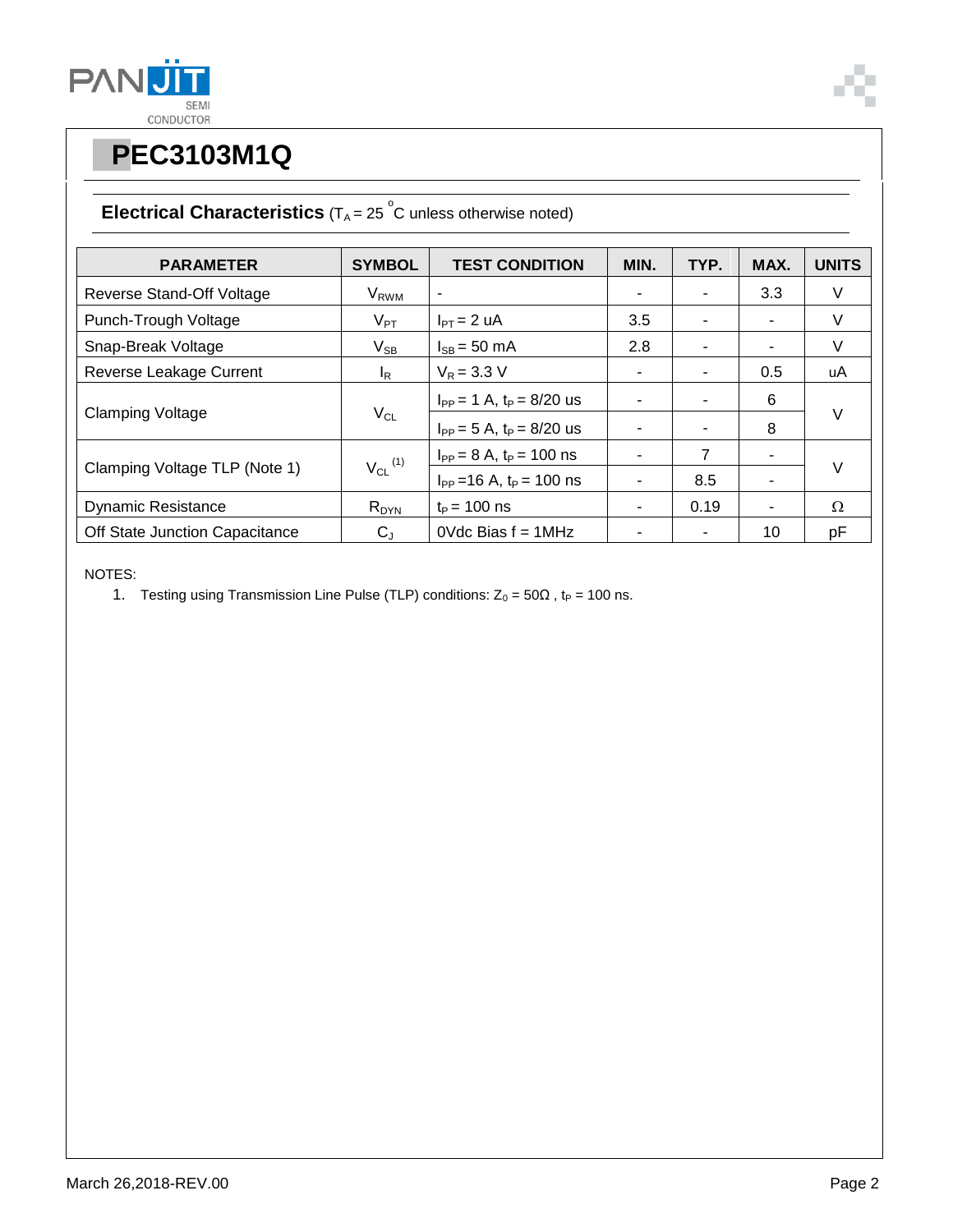# PEC3103M1Q

## Electrical Characteristics ($T_A$ = 25 °C unless otherwise noted)

| PARAMETER | SYMBOL | TEST CONDITION | MIN. | TYP. | MAX. | UNITS |
|---|---|---|---|---|---|---|
| Reverse Stand-Off Voltage | $V_{RWM}$ | - | - | - | 3.3 | V |
| Punch-Trough Voltage | $V_{PT}$ | $I_{PT}$ = 2 uA | 3.5 | - | - | V |
| Snap-Break Voltage | $V_{SB}$ | $I_{SB}$ = 50 mA | 2.8 | - | - | V |
| Reverse Leakage Current | $I_R$ | $V_R$ = 3.3 V | - | - | 0.5 | uA |
| Clamping Voltage | $V_{CL}$ | $I_{PP}$ = 1 A, $t_P$ = 8/20 us | - | - | 6 | V |
| | | $I_{PP}$ = 5 A, $t_P$ = 8/20 us | - | - | 8 | |
| Clamping Voltage TLP (Note 1) | $V_{CL}$ (1) | $I_{PP}$ = 8 A, $t_P$ = 100 ns | - | 7 | - | V |
| | | $I_{PP}$ =16 A, $t_P$ = 100 ns | - | 8.5 | - | |
| Dynamic Resistance | $R_{DYN}$ | $t_P$ = 100 ns | - | 0.19 | - | Ω |
| Off State Junction Capacitance | $C_J$ | 0Vdc Bias f = 1MHz | - | - | 10 | pF |

NOTES:

1. Testing using Transmission Line Pulse (TLP) conditions: $Z_0$ = 50Ω , $t_P$ = 100 ns.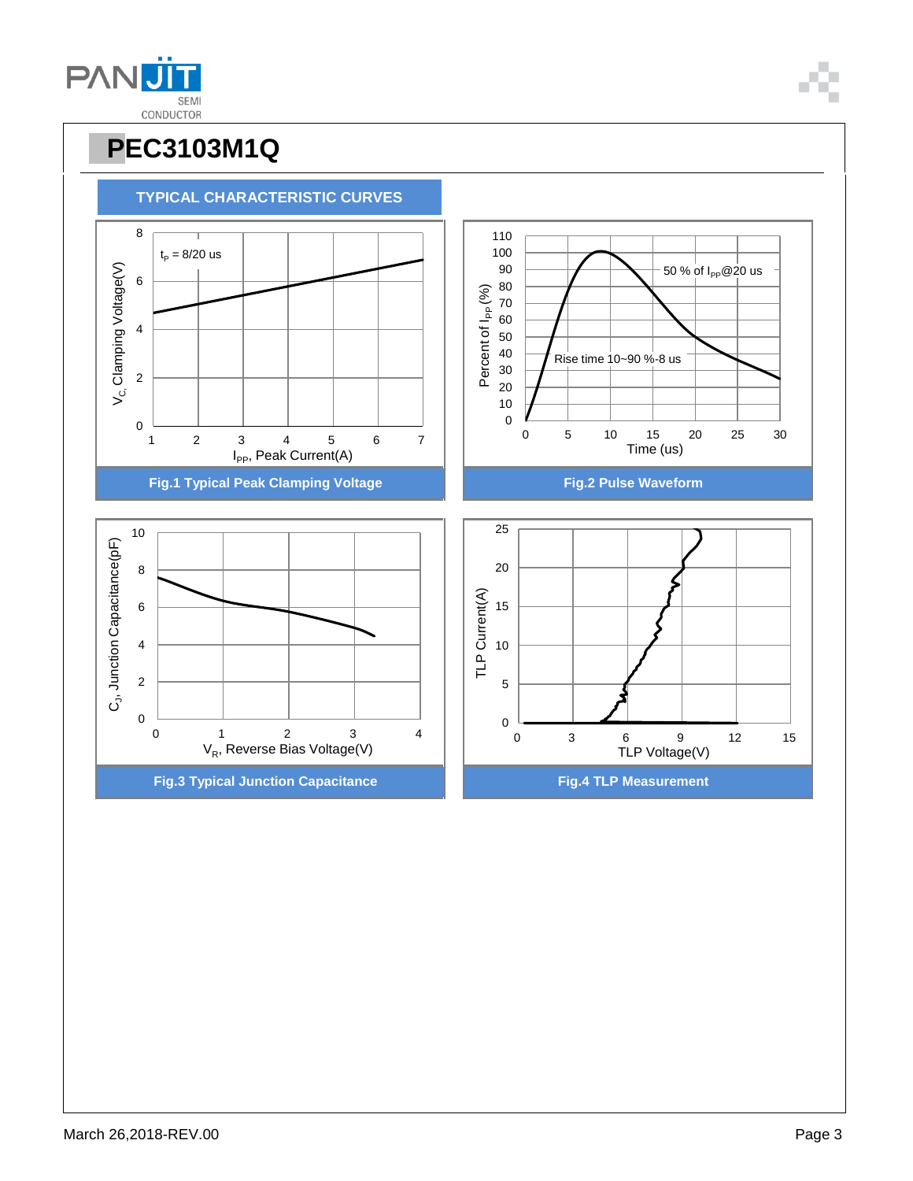# PEC3103M1Q

## TYPICAL CHARACTERISTIC CURVES

Fig.1 Typical Peak Clamping Voltage

Fig.2 Pulse Waveform

Fig.3 Typical Junction Capacitance

Fig.4 TLP Measurement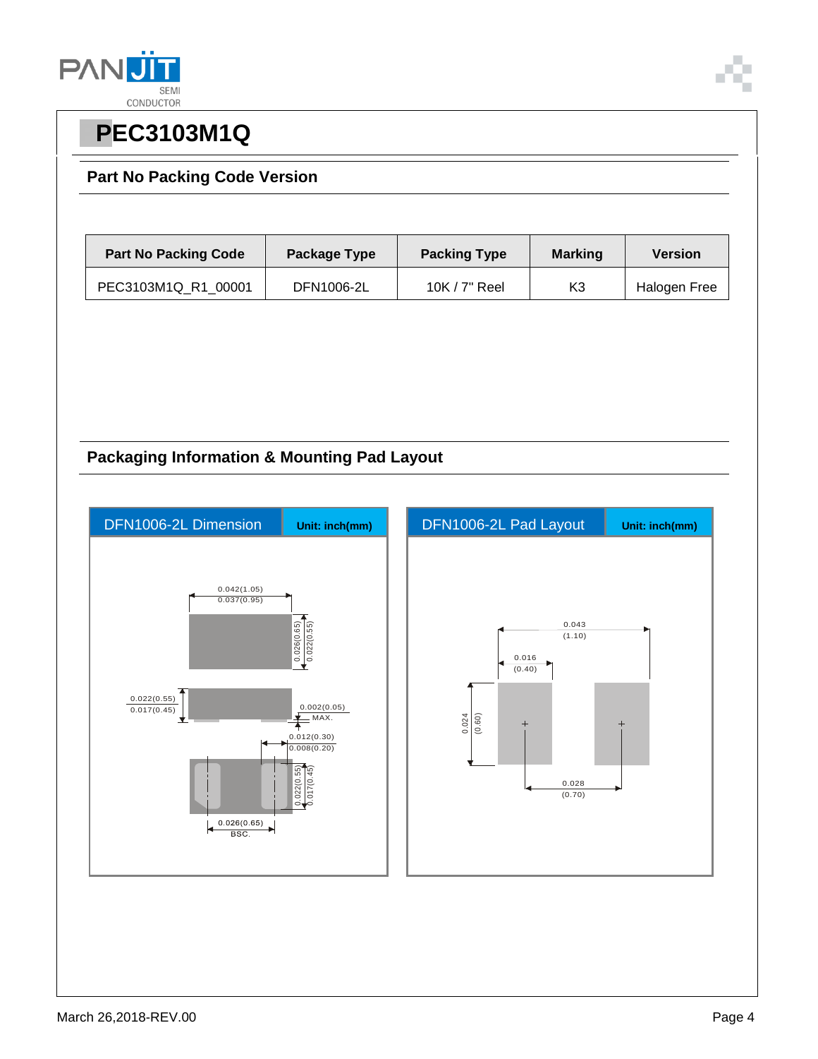# PEC3103M1Q

## Part No Packing Code Version

| Part No Packing Code | Package Type | Packing Type | Marking | Version |
|---|---|---|---|---|
| PEC3103M1Q_R1_00001 | DFN1006-2L | 10K / 7" Reel | K3 | Halogen Free |

## Packaging Information & Mounting Pad Layout

**DFN1006-2L Dimension** — Unit: inch(mm)

0.042(1.05)
0.037(0.95)

0.026(0.65)
0.022(0.55)

0.022(0.55)
0.017(0.45)

0.002(0.05)
MAX.

0.012(0.30)
0.008(0.20)

0.022(0.55)
0.017(0.45)

0.026(0.65)
BSC.

**DFN1006-2L Pad Layout** — Unit: inch(mm)

0.043
(1.10)

0.016
(0.40)

0.024
(0.60)

0.028
(0.70)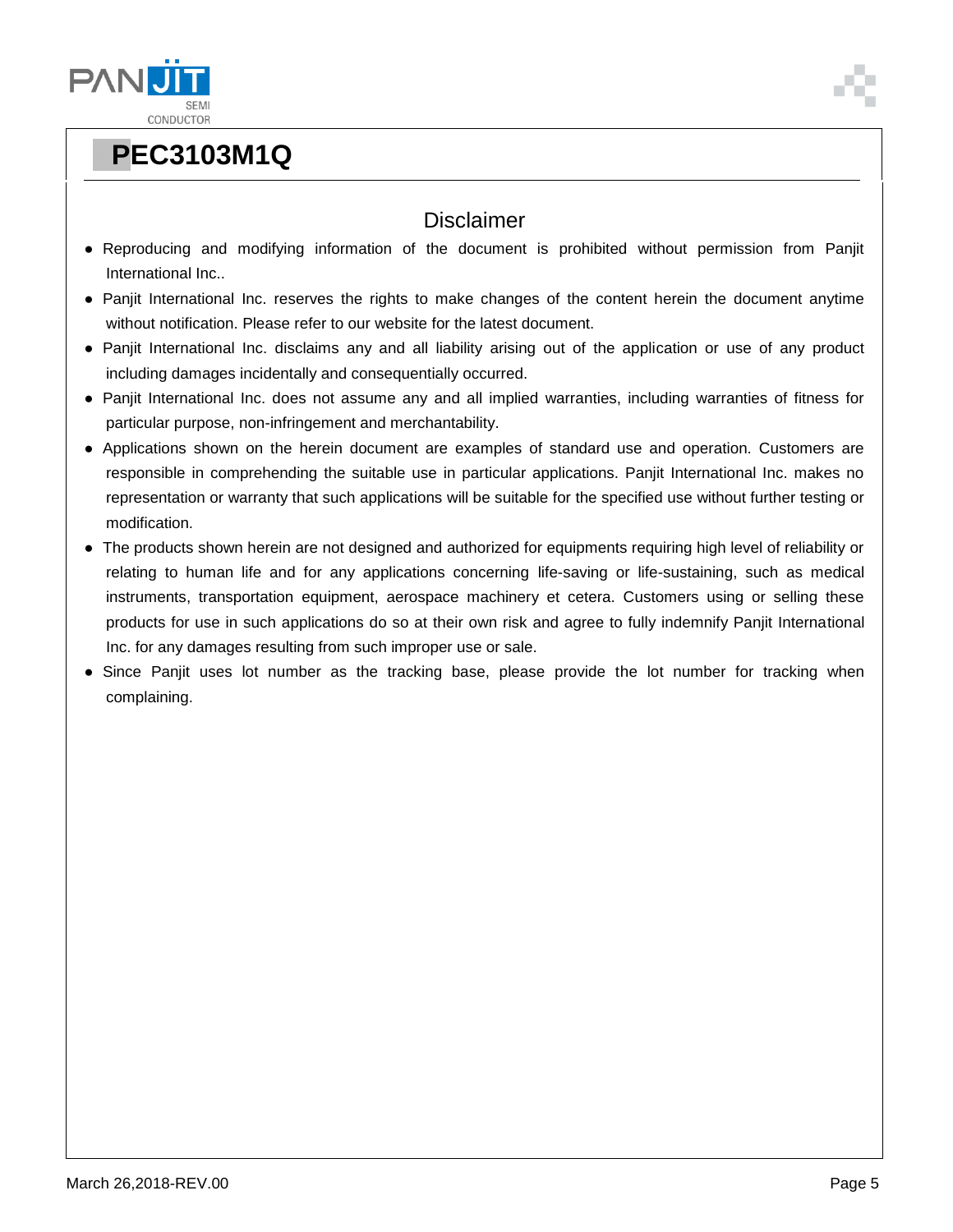# PEC3103M1Q

## Disclaimer

- Reproducing and modifying information of the document is prohibited without permission from Panjit International Inc..
- Panjit International Inc. reserves the rights to make changes of the content herein the document anytime without notification. Please refer to our website for the latest document.
- Panjit International Inc. disclaims any and all liability arising out of the application or use of any product including damages incidentally and consequentially occurred.
- Panjit International Inc. does not assume any and all implied warranties, including warranties of fitness for particular purpose, non-infringement and merchantability.
- Applications shown on the herein document are examples of standard use and operation. Customers are responsible in comprehending the suitable use in particular applications. Panjit International Inc. makes no representation or warranty that such applications will be suitable for the specified use without further testing or modification.
- The products shown herein are not designed and authorized for equipments requiring high level of reliability or relating to human life and for any applications concerning life-saving or life-sustaining, such as medical instruments, transportation equipment, aerospace machinery et cetera. Customers using or selling these products for use in such applications do so at their own risk and agree to fully indemnify Panjit International Inc. for any damages resulting from such improper use or sale.
- Since Panjit uses lot number as the tracking base, please provide the lot number for tracking when complaining.

March 26,2018-REV.00